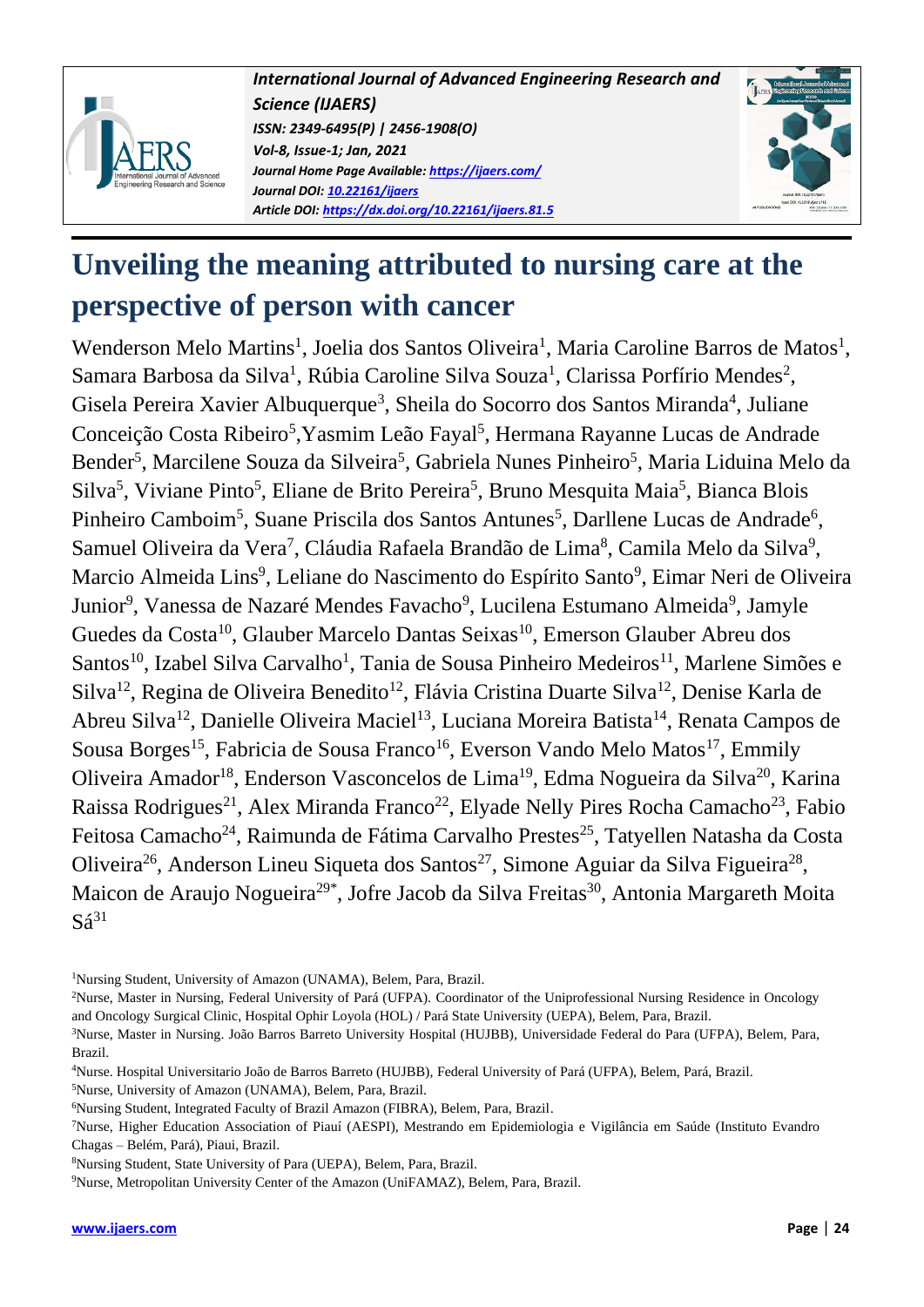# Unveiling the meaning attributed to nursing care at the perspective of person with cancer

Wenderson Melo Martins[1], Joelia dos Santos Oliveira[1], Maria Caroline Barros de Matos[1], Samara Barbosa da Silva[1], Rúbia Caroline Silva Souza[1], Clarissa Porfírio Mendes[2], Gisela Pereira Xavier Albuquerque[3], Sheila do Socorro dos Santos Miranda[4], Juliane Conceição Costa Ribeiro[5],Yasmim Leão Fayal[5], Hermana Rayanne Lucas de Andrade Bender[5], Marcilene Souza da Silveira[5], Gabriela Nunes Pinheiro[5], Maria Liduina Melo da Silva[5], Viviane Pinto[5], Eliane de Brito Pereira[5], Bruno Mesquita Maia[5], Bianca Blois Pinheiro Camboim[5], Suane Priscila dos Santos Antunes[5], Darllene Lucas de Andrade[6], Samuel Oliveira da Vera[7], Cláudia Rafaela Brandão de Lima[8], Camila Melo da Silva[9], Marcio Almeida Lins[9], Leliane do Nascimento do Espírito Santo[9], Eimar Neri de Oliveira Junior[9], Vanessa de Nazaré Mendes Favacho[9], Lucilena Estumano Almeida[9], Jamyle Guedes da Costa[10], Glauber Marcelo Dantas Seixas[10], Emerson Glauber Abreu dos Santos[10], Izabel Silva Carvalho[1], Tania de Sousa Pinheiro Medeiros[11], Marlene Simões e Silva[12], Regina de Oliveira Benedito[12], Flávia Cristina Duarte Silva[12], Denise Karla de Abreu Silva[12], Danielle Oliveira Maciel[13], Luciana Moreira Batista[14], Renata Campos de Sousa Borges[15], Fabricia de Sousa Franco[16], Everson Vando Melo Matos[17], Emmily Oliveira Amador[18], Enderson Vasconcelos de Lima[19], Edma Nogueira da Silva[20], Karina Raissa Rodrigues[21], Alex Miranda Franco[22], Elyade Nelly Pires Rocha Camacho[23], Fabio Feitosa Camacho[24], Raimunda de Fátima Carvalho Prestes[25], Tatyellen Natasha da Costa Oliveira[26], Anderson Lineu Siqueta dos Santos[27], Simone Aguiar da Silva Figueira[28], Maicon de Araujo Nogueira[29*], Jofre Jacob da Silva Freitas[30], Antonia Margareth Moita Sá[31]

[1]Nursing Student, University of Amazon (UNAMA), Belem, Para, Brazil.

[2]Nurse, Master in Nursing, Federal University of Pará (UFPA). Coordinator of the Uniprofessional Nursing Residence in Oncology and Oncology Surgical Clinic, Hospital Ophir Loyola (HOL) / Pará State University (UEPA), Belem, Para, Brazil.

[3]Nurse, Master in Nursing. João Barros Barreto University Hospital (HUJBB), Universidade Federal do Para (UFPA), Belem, Para, Brazil.

[4]Nurse. Hospital Universitario João de Barros Barreto (HUJBB), Federal University of Pará (UFPA), Belem, Pará, Brazil.

[5]Nurse, University of Amazon (UNAMA), Belem, Para, Brazil.

[6]Nursing Student, Integrated Faculty of Brazil Amazon (FIBRA), Belem, Para, Brazil.

[7]Nurse, Higher Education Association of Piauí (AESPI), Mestrando em Epidemiologia e Vigilância em Saúde (Instituto Evandro Chagas – Belém, Pará), Piaui, Brazil.

[8]Nursing Student, State University of Para (UEPA), Belem, Para, Brazil.

[9]Nurse, Metropolitan University Center of the Amazon (UniFAMAZ), Belem, Para, Brazil.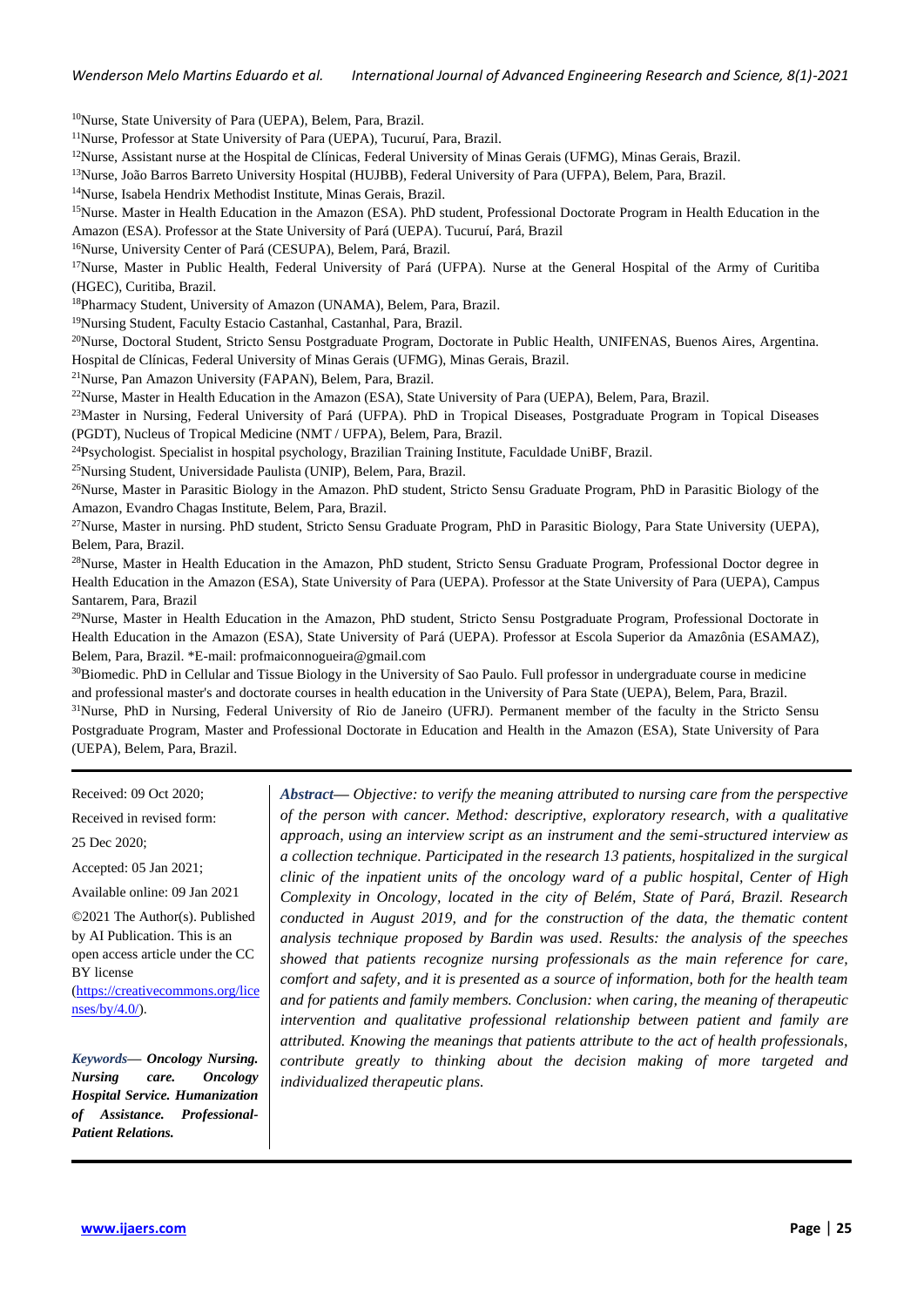[10]Nurse, State University of Para (UEPA), Belem, Para, Brazil.

[11]Nurse, Professor at State University of Para (UEPA), Tucuruí, Para, Brazil.

[12]Nurse, Assistant nurse at the Hospital de Clínicas, Federal University of Minas Gerais (UFMG), Minas Gerais, Brazil.

[13]Nurse, João Barros Barreto University Hospital (HUJBB), Federal University of Para (UFPA), Belem, Para, Brazil.

[14]Nurse, Isabela Hendrix Methodist Institute, Minas Gerais, Brazil.

[15]Nurse. Master in Health Education in the Amazon (ESA). PhD student, Professional Doctorate Program in Health Education in the Amazon (ESA). Professor at the State University of Pará (UEPA). Tucuruí, Pará, Brazil

[16]Nurse, University Center of Pará (CESUPA), Belem, Pará, Brazil.

[17]Nurse, Master in Public Health, Federal University of Pará (UFPA). Nurse at the General Hospital of the Army of Curitiba (HGEC), Curitiba, Brazil.

[18]Pharmacy Student, University of Amazon (UNAMA), Belem, Para, Brazil.

[19]Nursing Student, Faculty Estacio Castanhal, Castanhal, Para, Brazil.

[20]Nurse, Doctoral Student, Stricto Sensu Postgraduate Program, Doctorate in Public Health, UNIFENAS, Buenos Aires, Argentina. Hospital de Clínicas, Federal University of Minas Gerais (UFMG), Minas Gerais, Brazil.

[21]Nurse, Pan Amazon University (FAPAN), Belem, Para, Brazil.

[22]Nurse, Master in Health Education in the Amazon (ESA), State University of Para (UEPA), Belem, Para, Brazil.

[23]Master in Nursing, Federal University of Pará (UFPA). PhD in Tropical Diseases, Postgraduate Program in Topical Diseases (PGDT), Nucleus of Tropical Medicine (NMT / UFPA), Belem, Para, Brazil.

[24]Psychologist. Specialist in hospital psychology, Brazilian Training Institute, Faculdade UniBF, Brazil.

[25]Nursing Student, Universidade Paulista (UNIP), Belem, Para, Brazil.

[26]Nurse, Master in Parasitic Biology in the Amazon. PhD student, Stricto Sensu Graduate Program, PhD in Parasitic Biology of the Amazon, Evandro Chagas Institute, Belem, Para, Brazil.

[27]Nurse, Master in nursing. PhD student, Stricto Sensu Graduate Program, PhD in Parasitic Biology, Para State University (UEPA), Belem, Para, Brazil.

[28]Nurse, Master in Health Education in the Amazon, PhD student, Stricto Sensu Graduate Program, Professional Doctor degree in Health Education in the Amazon (ESA), State University of Para (UEPA). Professor at the State University of Para (UEPA), Campus Santarem, Para, Brazil

[29]Nurse, Master in Health Education in the Amazon, PhD student, Stricto Sensu Postgraduate Program, Professional Doctorate in Health Education in the Amazon (ESA), State University of Pará (UEPA). Professor at Escola Superior da Amazônia (ESAMAZ), Belem, Para, Brazil. *E-mail: profmaiconnogueira@gmail.com

[30]Biomedic. PhD in Cellular and Tissue Biology in the University of Sao Paulo. Full professor in undergraduate course in medicine and professional master's and doctorate courses in health education in the University of Para State (UEPA), Belem, Para, Brazil.

[31]Nurse, PhD in Nursing, Federal University of Rio de Janeiro (UFRJ). Permanent member of the faculty in the Stricto Sensu Postgraduate Program, Master and Professional Doctorate in Education and Health in the Amazon (ESA), State University of Para (UEPA), Belem, Para, Brazil.

---

Received: 09 Oct 2020;

Received in revised form: 25 Dec 2020;

Accepted: 05 Jan 2021;

Available online: 09 Jan 2021

©2021 The Author(s). Published by AI Publication. This is an open access article under the CC BY license (https://creativecommons.org/licenses/by/4.0/).

***Keywords*— Oncology Nursing. Nursing care. Oncology Hospital Service. Humanization of Assistance. Professional-Patient Relations.**

***Abstract*— *Objective: to verify the meaning attributed to nursing care from the perspective of the person with cancer. Method: descriptive, exploratory research, with a qualitative approach, using an interview script as an instrument and the semi-structured interview as a collection technique. Participated in the research 13 patients, hospitalized in the surgical clinic of the inpatient units of the oncology ward of a public hospital, Center of High Complexity in Oncology, located in the city of Belém, State of Pará, Brazil. Research conducted in August 2019, and for the construction of the data, the thematic content analysis technique proposed by Bardin was used. Results: the analysis of the speeches showed that patients recognize nursing professionals as the main reference for care, comfort and safety, and it is presented as a source of information, both for the health team and for patients and family members. Conclusion: when caring, the meaning of therapeutic intervention and qualitative professional relationship between patient and family are attributed. Knowing the meanings that patients attribute to the act of health professionals, contribute greatly to thinking about the decision making of more targeted and individualized therapeutic plans.***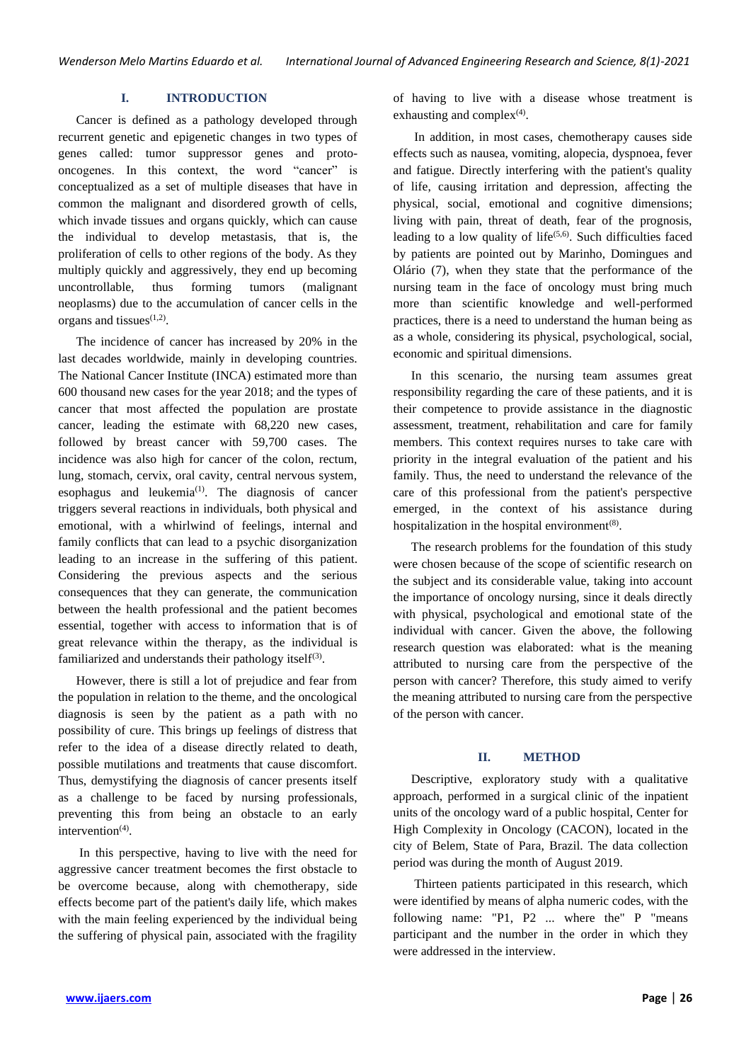## I. INTRODUCTION

Cancer is defined as a pathology developed through recurrent genetic and epigenetic changes in two types of genes called: tumor suppressor genes and proto-oncogenes. In this context, the word "cancer" is conceptualized as a set of multiple diseases that have in common the malignant and disordered growth of cells, which invade tissues and organs quickly, which can cause the individual to develop metastasis, that is, the proliferation of cells to other regions of the body. As they multiply quickly and aggressively, they end up becoming uncontrollable, thus forming tumors (malignant neoplasms) due to the accumulation of cancer cells in the organs and tissues[1,2].

The incidence of cancer has increased by 20% in the last decades worldwide, mainly in developing countries. The National Cancer Institute (INCA) estimated more than 600 thousand new cases for the year 2018; and the types of cancer that most affected the population are prostate cancer, leading the estimate with 68,220 new cases, followed by breast cancer with 59,700 cases. The incidence was also high for cancer of the colon, rectum, lung, stomach, cervix, oral cavity, central nervous system, esophagus and leukemia[1]. The diagnosis of cancer triggers several reactions in individuals, both physical and emotional, with a whirlwind of feelings, internal and family conflicts that can lead to a psychic disorganization leading to an increase in the suffering of this patient. Considering the previous aspects and the serious consequences that they can generate, the communication between the health professional and the patient becomes essential, together with access to information that is of great relevance within the therapy, as the individual is familiarized and understands their pathology itself[3].

However, there is still a lot of prejudice and fear from the population in relation to the theme, and the oncological diagnosis is seen by the patient as a path with no possibility of cure. This brings up feelings of distress that refer to the idea of a disease directly related to death, possible mutilations and treatments that cause discomfort. Thus, demystifying the diagnosis of cancer presents itself as a challenge to be faced by nursing professionals, preventing this from being an obstacle to an early intervention[4].

In this perspective, having to live with the need for aggressive cancer treatment becomes the first obstacle to be overcome because, along with chemotherapy, side effects become part of the patient's daily life, which makes with the main feeling experienced by the individual being the suffering of physical pain, associated with the fragility of having to live with a disease whose treatment is exhausting and complex[4].

In addition, in most cases, chemotherapy causes side effects such as nausea, vomiting, alopecia, dyspnoea, fever and fatigue. Directly interfering with the patient's quality of life, causing irritation and depression, affecting the physical, social, emotional and cognitive dimensions; living with pain, threat of death, fear of the prognosis, leading to a low quality of life[5,6]. Such difficulties faced by patients are pointed out by Marinho, Domingues and Olário (7), when they state that the performance of the nursing team in the face of oncology must bring much more than scientific knowledge and well-performed practices, there is a need to understand the human being as as a whole, considering its physical, psychological, social, economic and spiritual dimensions.

In this scenario, the nursing team assumes great responsibility regarding the care of these patients, and it is their competence to provide assistance in the diagnostic assessment, treatment, rehabilitation and care for family members. This context requires nurses to take care with priority in the integral evaluation of the patient and his family. Thus, the need to understand the relevance of the care of this professional from the patient's perspective emerged, in the context of his assistance during hospitalization in the hospital environment[8].

The research problems for the foundation of this study were chosen because of the scope of scientific research on the subject and its considerable value, taking into account the importance of oncology nursing, since it deals directly with physical, psychological and emotional state of the individual with cancer. Given the above, the following research question was elaborated: what is the meaning attributed to nursing care from the perspective of the person with cancer? Therefore, this study aimed to verify the meaning attributed to nursing care from the perspective of the person with cancer.

## II. METHOD

Descriptive, exploratory study with a qualitative approach, performed in a surgical clinic of the inpatient units of the oncology ward of a public hospital, Center for High Complexity in Oncology (CACON), located in the city of Belem, State of Para, Brazil. The data collection period was during the month of August 2019.

Thirteen patients participated in this research, which were identified by means of alpha numeric codes, with the following name: "P1, P2 ... where the" P "means participant and the number in the order in which they were addressed in the interview.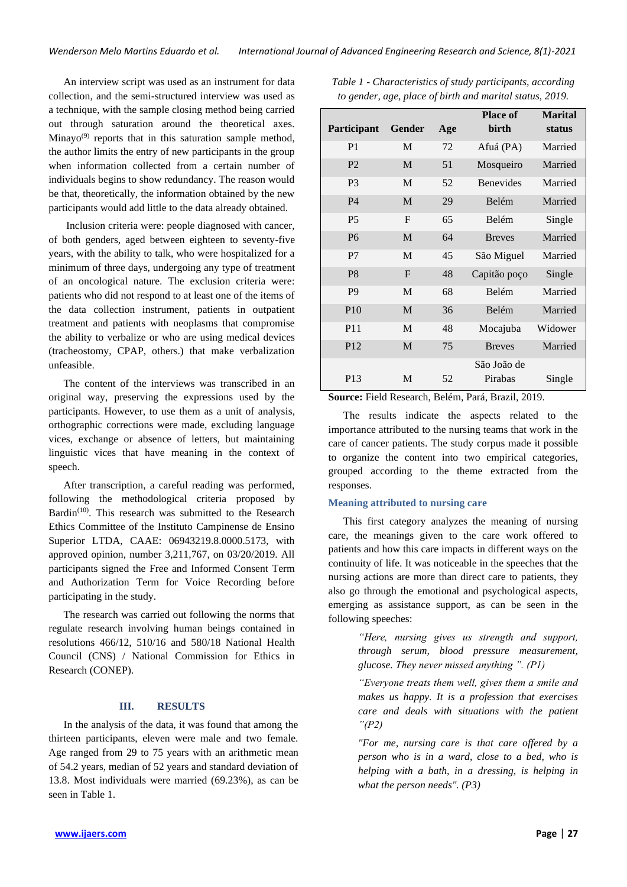An interview script was used as an instrument for data collection, and the semi-structured interview was used as a technique, with the sample closing method being carried out through saturation around the theoretical axes. Minayo[9] reports that in this saturation sample method, the author limits the entry of new participants in the group when information collected from a certain number of individuals begins to show redundancy. The reason would be that, theoretically, the information obtained by the new participants would add little to the data already obtained.

Inclusion criteria were: people diagnosed with cancer, of both genders, aged between eighteen to seventy-five years, with the ability to talk, who were hospitalized for a minimum of three days, undergoing any type of treatment of an oncological nature. The exclusion criteria were: patients who did not respond to at least one of the items of the data collection instrument, patients in outpatient treatment and patients with neoplasms that compromise the ability to verbalize or who are using medical devices (tracheostomy, CPAP, others.) that make verbalization unfeasible.

The content of the interviews was transcribed in an original way, preserving the expressions used by the participants. However, to use them as a unit of analysis, orthographic corrections were made, excluding language vices, exchange or absence of letters, but maintaining linguistic vices that have meaning in the context of speech.

After transcription, a careful reading was performed, following the methodological criteria proposed by Bardin[10]. This research was submitted to the Research Ethics Committee of the Instituto Campinense de Ensino Superior LTDA, CAAE: 06943219.8.0000.5173, with approved opinion, number 3,211,767, on 03/20/2019. All participants signed the Free and Informed Consent Term and Authorization Term for Voice Recording before participating in the study.

The research was carried out following the norms that regulate research involving human beings contained in resolutions 466/12, 510/16 and 580/18 National Health Council (CNS) / National Commission for Ethics in Research (CONEP).

## III. RESULTS

In the analysis of the data, it was found that among the thirteen participants, eleven were male and two female. Age ranged from 29 to 75 years with an arithmetic mean of 54.2 years, median of 52 years and standard deviation of 13.8. Most individuals were married (69.23%), as can be seen in Table 1.

*Table 1 - Characteristics of study participants, according to gender, age, place of birth and marital status, 2019.*

| Participant | Gender | Age | Place of birth | Marital status |
|---|---|---|---|---|
| P1 | M | 72 | Afuá (PA) | Married |
| P2 | M | 51 | Mosqueiro | Married |
| P3 | M | 52 | Benevides | Married |
| P4 | M | 29 | Belém | Married |
| P5 | F | 65 | Belém | Single |
| P6 | M | 64 | Breves | Married |
| P7 | M | 45 | São Miguel | Married |
| P8 | F | 48 | Capitão poço | Single |
| P9 | M | 68 | Belém | Married |
| P10 | M | 36 | Belém | Married |
| P11 | M | 48 | Mocajuba | Widower |
| P12 | M | 75 | Breves | Married |
| P13 | M | 52 | São João de Pirabas | Single |

**Source:** Field Research, Belém, Pará, Brazil, 2019.

The results indicate the aspects related to the importance attributed to the nursing teams that work in the care of cancer patients. The study corpus made it possible to organize the content into two empirical categories, grouped according to the theme extracted from the responses.

### Meaning attributed to nursing care

This first category analyzes the meaning of nursing care, the meanings given to the care work offered to patients and how this care impacts in different ways on the continuity of life. It was noticeable in the speeches that the nursing actions are more than direct care to patients, they also go through the emotional and psychological aspects, emerging as assistance support, as can be seen in the following speeches:

> *"Here, nursing gives us strength and support, through serum, blood pressure measurement, glucose. They never missed anything ". (P1)*
>
> *"Everyone treats them well, gives them a smile and makes us happy. It is a profession that exercises care and deals with situations with the patient "(P2)*
>
> *"For me, nursing care is that care offered by a person who is in a ward, close to a bed, who is helping with a bath, in a dressing, is helping in what the person needs". (P3)*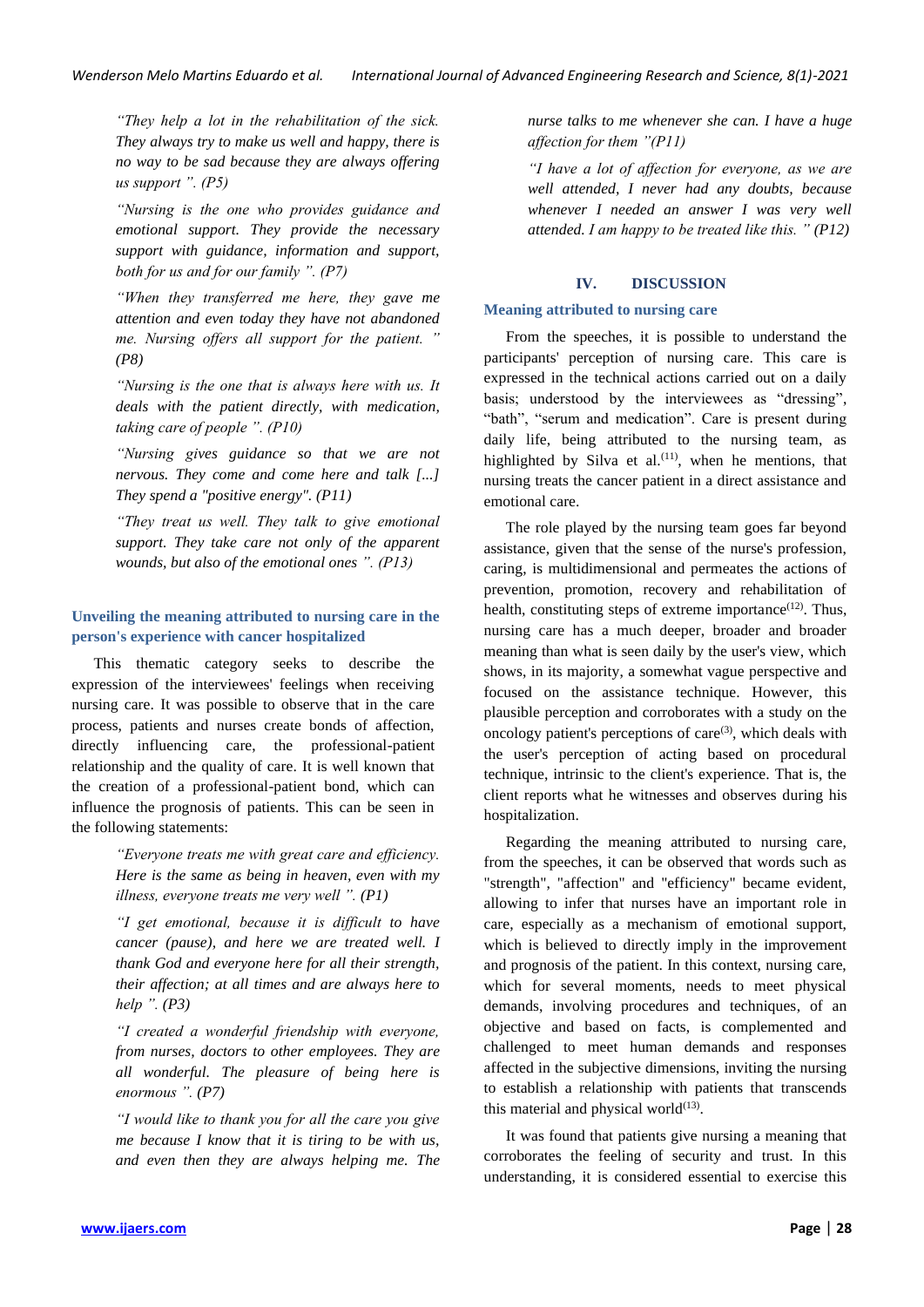> *"They help a lot in the rehabilitation of the sick. They always try to make us well and happy, there is no way to be sad because they are always offering us support ". (P5)*

> *"Nursing is the one who provides guidance and emotional support. They provide the necessary support with guidance, information and support, both for us and for our family ". (P7)*

> *"When they transferred me here, they gave me attention and even today they have not abandoned me. Nursing offers all support for the patient. " (P8)*

> *"Nursing is the one that is always here with us. It deals with the patient directly, with medication, taking care of people ". (P10)*

> *"Nursing gives guidance so that we are not nervous. They come and come here and talk [...] They spend a "positive energy". (P11)*

> *"They treat us well. They talk to give emotional support. They take care not only of the apparent wounds, but also of the emotional ones ". (P13)*

### Unveiling the meaning attributed to nursing care in the person's experience with cancer hospitalized

This thematic category seeks to describe the expression of the interviewees' feelings when receiving nursing care. It was possible to observe that in the care process, patients and nurses create bonds of affection, directly influencing care, the professional-patient relationship and the quality of care. It is well known that the creation of a professional-patient bond, which can influence the prognosis of patients. This can be seen in the following statements:

> *"Everyone treats me with great care and efficiency. Here is the same as being in heaven, even with my illness, everyone treats me very well ". (P1)*

> *"I get emotional, because it is difficult to have cancer (pause), and here we are treated well. I thank God and everyone here for all their strength, their affection; at all times and are always here to help ". (P3)*

> *"I created a wonderful friendship with everyone, from nurses, doctors to other employees. They are all wonderful. The pleasure of being here is enormous ". (P7)*

> *"I would like to thank you for all the care you give me because I know that it is tiring to be with us, and even then they are always helping me. The nurse talks to me whenever she can. I have a huge affection for them "(P11)*

> *"I have a lot of affection for everyone, as we are well attended, I never had any doubts, because whenever I needed an answer I was very well attended. I am happy to be treated like this. " (P12)*

## IV. DISCUSSION

### Meaning attributed to nursing care

From the speeches, it is possible to understand the participants' perception of nursing care. This care is expressed in the technical actions carried out on a daily basis; understood by the interviewees as "dressing", "bath", "serum and medication". Care is present during daily life, being attributed to the nursing team, as highlighted by Silva et al.[11], when he mentions, that nursing treats the cancer patient in a direct assistance and emotional care.

The role played by the nursing team goes far beyond assistance, given that the sense of the nurse's profession, caring, is multidimensional and permeates the actions of prevention, promotion, recovery and rehabilitation of health, constituting steps of extreme importance[12]. Thus, nursing care has a much deeper, broader and broader meaning than what is seen daily by the user's view, which shows, in its majority, a somewhat vague perspective and focused on the assistance technique. However, this plausible perception and corroborates with a study on the oncology patient's perceptions of care[3], which deals with the user's perception of acting based on procedural technique, intrinsic to the client's experience. That is, the client reports what he witnesses and observes during his hospitalization.

Regarding the meaning attributed to nursing care, from the speeches, it can be observed that words such as "strength", "affection" and "efficiency" became evident, allowing to infer that nurses have an important role in care, especially as a mechanism of emotional support, which is believed to directly imply in the improvement and prognosis of the patient. In this context, nursing care, which for several moments, needs to meet physical demands, involving procedures and techniques, of an objective and based on facts, is complemented and challenged to meet human demands and responses affected in the subjective dimensions, inviting the nursing to establish a relationship with patients that transcends this material and physical world[13].

It was found that patients give nursing a meaning that corroborates the feeling of security and trust. In this understanding, it is considered essential to exercise this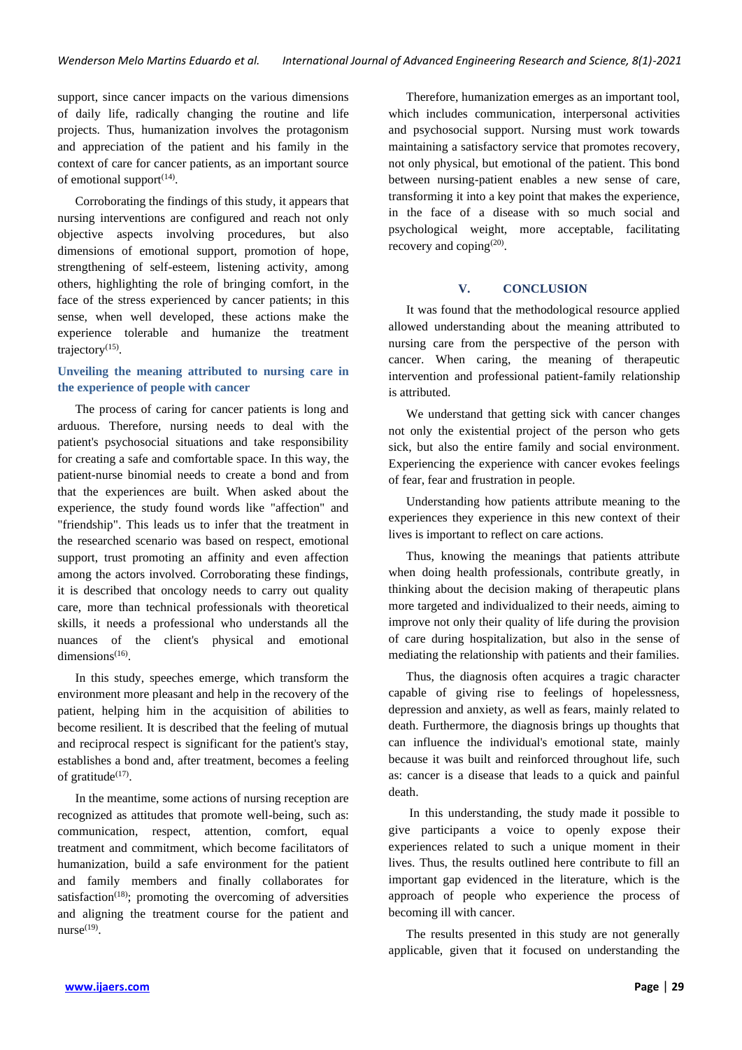support, since cancer impacts on the various dimensions of daily life, radically changing the routine and life projects. Thus, humanization involves the protagonism and appreciation of the patient and his family in the context of care for cancer patients, as an important source of emotional support[14].

Corroborating the findings of this study, it appears that nursing interventions are configured and reach not only objective aspects involving procedures, but also dimensions of emotional support, promotion of hope, strengthening of self-esteem, listening activity, among others, highlighting the role of bringing comfort, in the face of the stress experienced by cancer patients; in this sense, when well developed, these actions make the experience tolerable and humanize the treatment trajectory[15].

### Unveiling the meaning attributed to nursing care in the experience of people with cancer

The process of caring for cancer patients is long and arduous. Therefore, nursing needs to deal with the patient's psychosocial situations and take responsibility for creating a safe and comfortable space. In this way, the patient-nurse binomial needs to create a bond and from that the experiences are built. When asked about the experience, the study found words like "affection" and "friendship". This leads us to infer that the treatment in the researched scenario was based on respect, emotional support, trust promoting an affinity and even affection among the actors involved. Corroborating these findings, it is described that oncology needs to carry out quality care, more than technical professionals with theoretical skills, it needs a professional who understands all the nuances of the client's physical and emotional dimensions[16].

In this study, speeches emerge, which transform the environment more pleasant and help in the recovery of the patient, helping him in the acquisition of abilities to become resilient. It is described that the feeling of mutual and reciprocal respect is significant for the patient's stay, establishes a bond and, after treatment, becomes a feeling of gratitude[17].

In the meantime, some actions of nursing reception are recognized as attitudes that promote well-being, such as: communication, respect, attention, comfort, equal treatment and commitment, which become facilitators of humanization, build a safe environment for the patient and family members and finally collaborates for satisfaction[18]; promoting the overcoming of adversities and aligning the treatment course for the patient and nurse[19].

Therefore, humanization emerges as an important tool, which includes communication, interpersonal activities and psychosocial support. Nursing must work towards maintaining a satisfactory service that promotes recovery, not only physical, but emotional of the patient. This bond between nursing-patient enables a new sense of care, transforming it into a key point that makes the experience, in the face of a disease with so much social and psychological weight, more acceptable, facilitating recovery and coping[20].

## V. CONCLUSION

It was found that the methodological resource applied allowed understanding about the meaning attributed to nursing care from the perspective of the person with cancer. When caring, the meaning of therapeutic intervention and professional patient-family relationship is attributed.

We understand that getting sick with cancer changes not only the existential project of the person who gets sick, but also the entire family and social environment. Experiencing the experience with cancer evokes feelings of fear, fear and frustration in people.

Understanding how patients attribute meaning to the experiences they experience in this new context of their lives is important to reflect on care actions.

Thus, knowing the meanings that patients attribute when doing health professionals, contribute greatly, in thinking about the decision making of therapeutic plans more targeted and individualized to their needs, aiming to improve not only their quality of life during the provision of care during hospitalization, but also in the sense of mediating the relationship with patients and their families.

Thus, the diagnosis often acquires a tragic character capable of giving rise to feelings of hopelessness, depression and anxiety, as well as fears, mainly related to death. Furthermore, the diagnosis brings up thoughts that can influence the individual's emotional state, mainly because it was built and reinforced throughout life, such as: cancer is a disease that leads to a quick and painful death.

In this understanding, the study made it possible to give participants a voice to openly expose their experiences related to such a unique moment in their lives. Thus, the results outlined here contribute to fill an important gap evidenced in the literature, which is the approach of people who experience the process of becoming ill with cancer.

The results presented in this study are not generally applicable, given that it focused on understanding the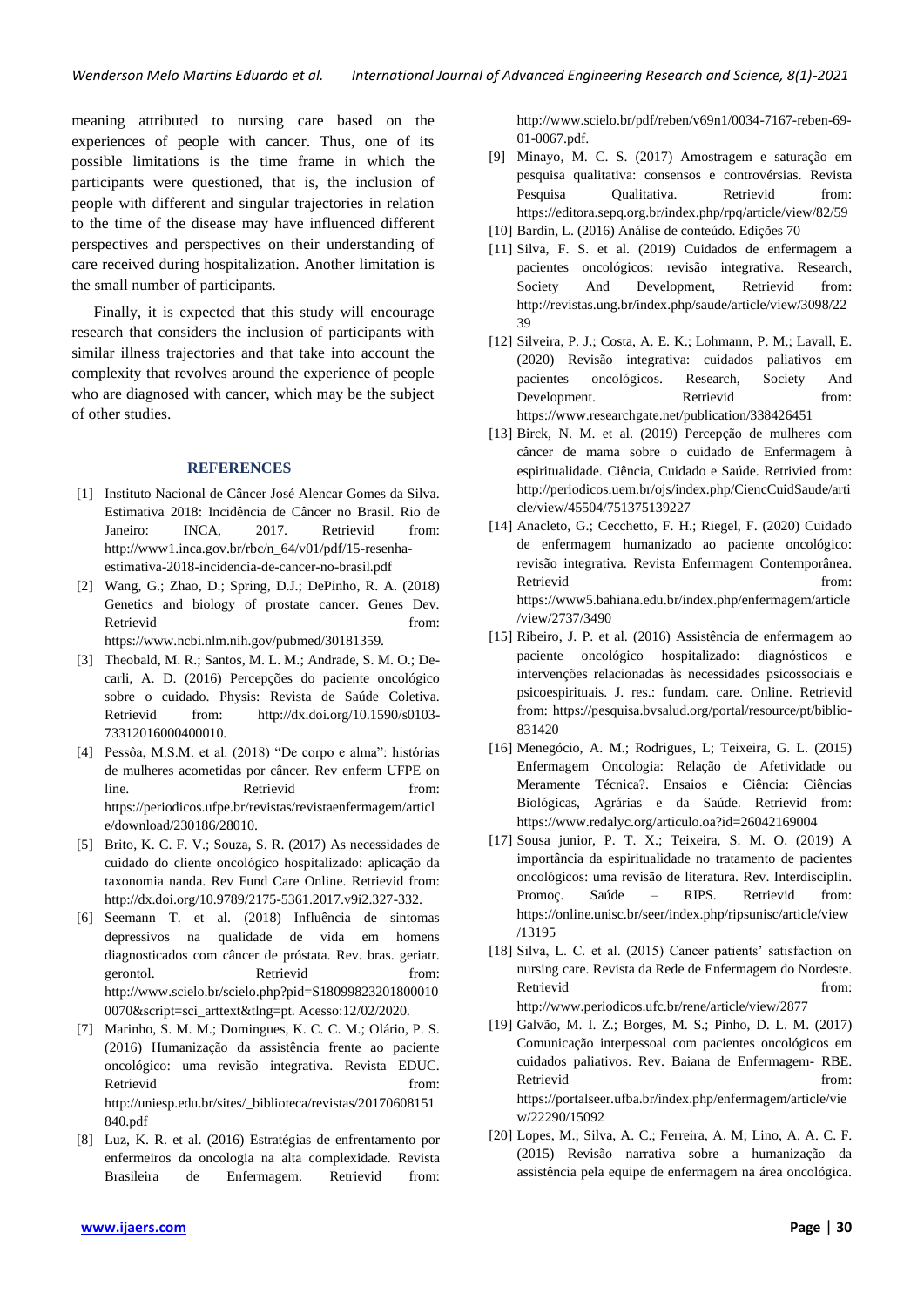meaning attributed to nursing care based on the experiences of people with cancer. Thus, one of its possible limitations is the time frame in which the participants were questioned, that is, the inclusion of people with different and singular trajectories in relation to the time of the disease may have influenced different perspectives and perspectives on their understanding of care received during hospitalization. Another limitation is the small number of participants.

Finally, it is expected that this study will encourage research that considers the inclusion of participants with similar illness trajectories and that take into account the complexity that revolves around the experience of people who are diagnosed with cancer, which may be the subject of other studies.

## REFERENCES

[1] Instituto Nacional de Câncer José Alencar Gomes da Silva. Estimativa 2018: Incidência de Câncer no Brasil. Rio de Janeiro: INCA, 2017. Retrievid from: http://www1.inca.gov.br/rbc/n_64/v01/pdf/15-resenha-estimativa-2018-incidencia-de-cancer-no-brasil.pdf

[2] Wang, G.; Zhao, D.; Spring, D.J.; DePinho, R. A. (2018) Genetics and biology of prostate cancer. Genes Dev. Retrievid from: https://www.ncbi.nlm.nih.gov/pubmed/30181359.

[3] Theobald, M. R.; Santos, M. L. M.; Andrade, S. M. O.; De-carli, A. D. (2016) Percepções do paciente oncológico sobre o cuidado. Physis: Revista de Saúde Coletiva. Retrievid from: http://dx.doi.org/10.1590/s0103-73312016000400010.

[4] Pessôa, M.S.M. et al. (2018) "De corpo e alma": histórias de mulheres acometidas por câncer. Rev enferm UFPE on line. Retrievid from: https://periodicos.ufpe.br/revistas/revistaenfermagem/article/download/230186/28010.

[5] Brito, K. C. F. V.; Souza, S. R. (2017) As necessidades de cuidado do cliente oncológico hospitalizado: aplicação da taxonomia nanda. Rev Fund Care Online. Retrievid from: http://dx.doi.org/10.9789/2175-5361.2017.v9i2.327-332.

[6] Seemann T. et al. (2018) Influência de sintomas depressivos na qualidade de vida em homens diagnosticados com câncer de próstata. Rev. bras. geriatr. gerontol. Retrievid from: http://www.scielo.br/scielo.php?pid=S18099823201800010 0070&script=sci_arttext&tlng=pt. Acesso:12/02/2020.

[7] Marinho, S. M. M.; Domingues, K. C. C. M.; Olário, P. S. (2016) Humanização da assistência frente ao paciente oncológico: uma revisão integrativa. Revista EDUC. Retrievid from: http://uniesp.edu.br/sites/_biblioteca/revistas/20170608151840.pdf

[8] Luz, K. R. et al. (2016) Estratégias de enfrentamento por enfermeiros da oncologia na alta complexidade. Revista Brasileira de Enfermagem. Retrievid from: http://www.scielo.br/pdf/reben/v69n1/0034-7167-reben-69-01-0067.pdf.

[9] Minayo, M. C. S. (2017) Amostragem e saturação em pesquisa qualitativa: consensos e controvérsias. Revista Pesquisa Qualitativa. Retrievid from: https://editora.sepq.org.br/index.php/rpq/article/view/82/59

[10] Bardin, L. (2016) Análise de conteúdo. Edições 70

[11] Silva, F. S. et al. (2019) Cuidados de enfermagem a pacientes oncológicos: revisão integrativa. Research, Society And Development, Retrievid from: http://revistas.ung.br/index.php/saude/article/view/3098/2239

[12] Silveira, P. J.; Costa, A. E. K.; Lohmann, P. M.; Lavall, E. (2020) Revisão integrativa: cuidados paliativos em pacientes oncológicos. Research, Society And Development. Retrievid from: https://www.researchgate.net/publication/338426451

[13] Birck, N. M. et al. (2019) Percepção de mulheres com câncer de mama sobre o cuidado de Enfermagem à espiritualidade. Ciência, Cuidado e Saúde. Retrivied from: http://periodicos.uem.br/ojs/index.php/CiencCuidSaude/article/view/45504/751375139227

[14] Anacleto, G.; Cecchetto, F. H.; Riegel, F. (2020) Cuidado de enfermagem humanizado ao paciente oncológico: revisão integrativa. Revista Enfermagem Contemporânea. Retrievid from: https://www5.bahiana.edu.br/index.php/enfermagem/article/view/2737/3490

[15] Ribeiro, J. P. et al. (2016) Assistência de enfermagem ao paciente oncológico hospitalizado: diagnósticos e intervenções relacionadas às necessidades psicossociais e psicoespirituais. J. res.: fundam. care. Online. Retrievid from: https://pesquisa.bvsalud.org/portal/resource/pt/biblio-831420

[16] Menegócio, A. M.; Rodrigues, L; Teixeira, G. L. (2015) Enfermagem Oncologia: Relação de Afetividade ou Meramente Técnica?. Ensaios e Ciência: Ciências Biológicas, Agrárias e da Saúde. Retrievid from: https://www.redalyc.org/articulo.oa?id=26042169004

[17] Sousa junior, P. T. X.; Teixeira, S. M. O. (2019) A importância da espiritualidade no tratamento de pacientes oncológicos: uma revisão de literatura. Rev. Interdisciplin. Promoç. Saúde – RIPS. Retrievid from: https://online.unisc.br/seer/index.php/ripsunisc/article/view/13195

[18] Silva, L. C. et al. (2015) Cancer patients' satisfaction on nursing care. Revista da Rede de Enfermagem do Nordeste. Retrievid from: http://www.periodicos.ufc.br/rene/article/view/2877

[19] Galvão, M. I. Z.; Borges, M. S.; Pinho, D. L. M. (2017) Comunicação interpessoal com pacientes oncológicos em cuidados paliativos. Rev. Baiana de Enfermagem- RBE. Retrievid from: https://portalseer.ufba.br/index.php/enfermagem/article/view/22290/15092

[20] Lopes, M.; Silva, A. C.; Ferreira, A. M; Lino, A. A. C. F. (2015) Revisão narrativa sobre a humanização da assistência pela equipe de enfermagem na área oncológica.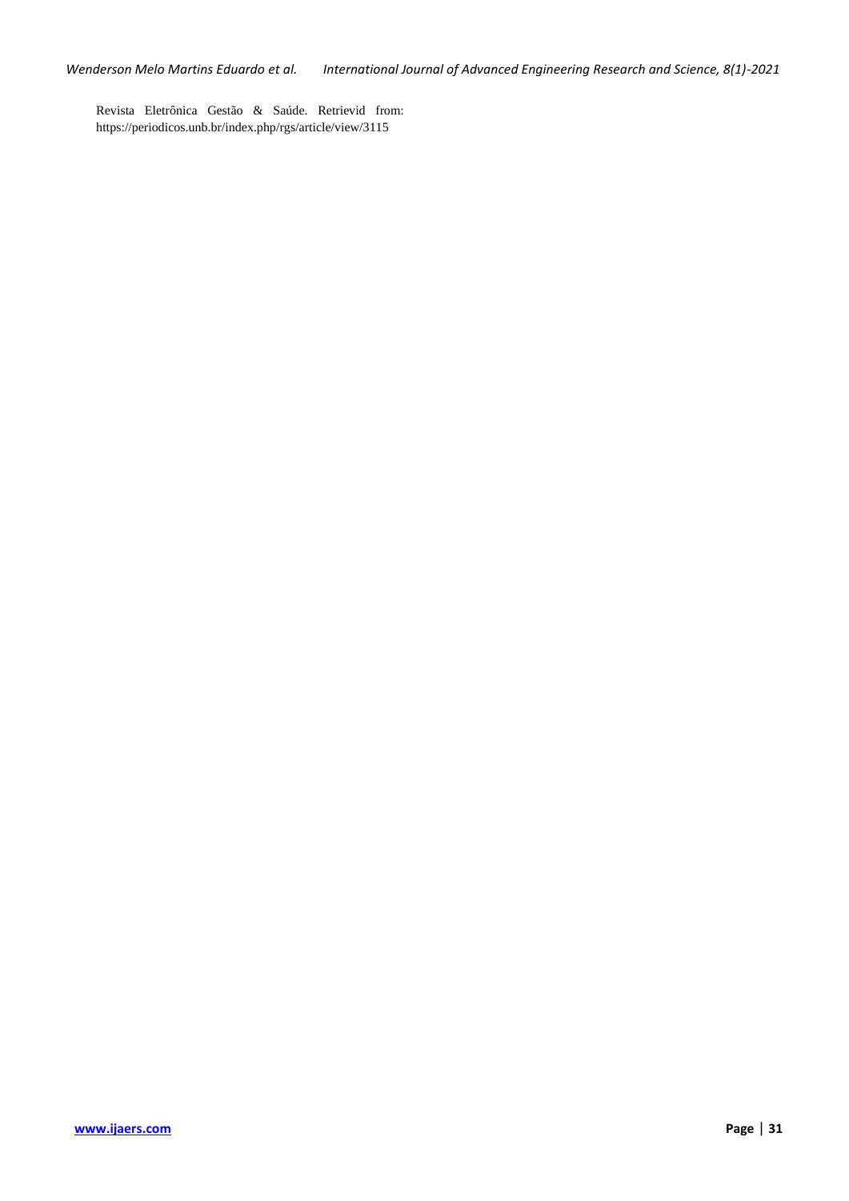Revista Eletrônica Gestão & Saúde. Retrievid from: https://periodicos.unb.br/index.php/rgs/article/view/3115